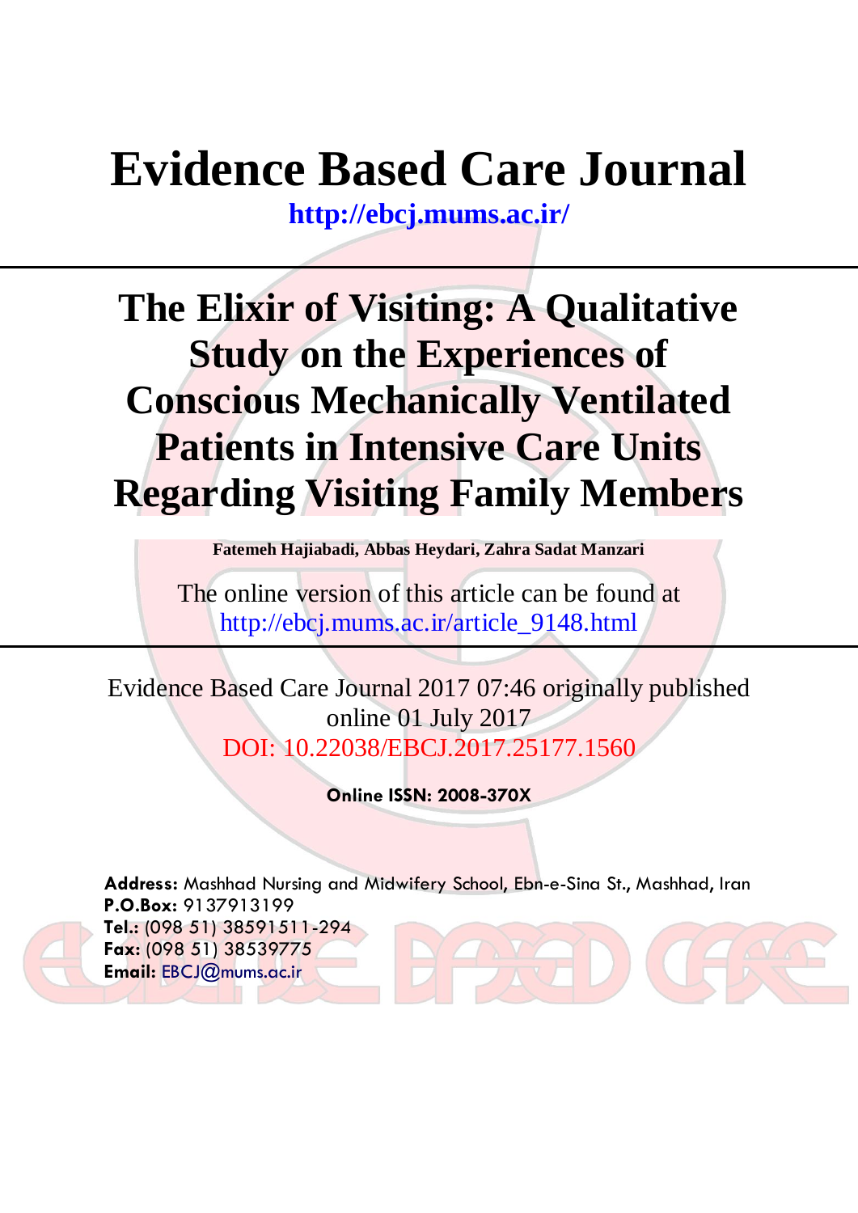# Evidence Based Care Journal

**http://ebcj.mums.ac.ir/**

# The Elixir of Visiting: A Qualitative Study on the Experiences of Conscious Mechanically Ventilated Patients in Intensive Care Units Regarding Visiting Family Members

**Fatemeh Hajiabadi, Abbas Heydari, Zahra Sadat Manzari**

The online version of this article can be found at
http://ebcj.mums.ac.ir/article_9148.html

Evidence Based Care Journal 2017 07:46 originally published online 01 July 2017
DOI: 10.22038/EBCJ.2017.25177.1560

**Online ISSN: 2008-370X**

**Address:** Mashhad Nursing and Midwifery School, Ebn-e-Sina St., Mashhad, Iran
**P.O.Box:** 9137913199
**Tel.:** (098 51) 38591511-294
**Fax:** (098 51) 38539775
**Email:** EBCJ@mums.ac.ir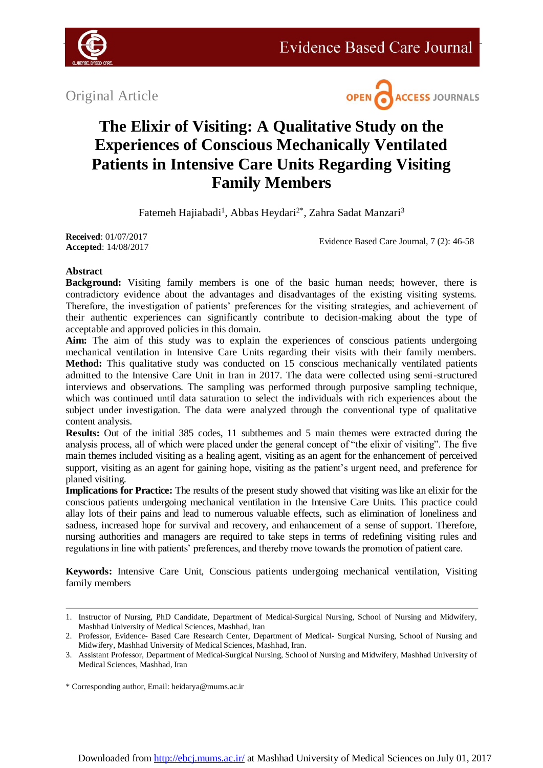Original Article

# The Elixir of Visiting: A Qualitative Study on the Experiences of Conscious Mechanically Ventilated Patients in Intensive Care Units Regarding Visiting Family Members

Fatemeh Hajiabadi[1], Abbas Heydari[2*], Zahra Sadat Manzari[3]

**Received**: 01/07/2017
**Accepted**: 14/08/2017

Evidence Based Care Journal, 7 (2): 46-58

## Abstract

**Background:** Visiting family members is one of the basic human needs; however, there is contradictory evidence about the advantages and disadvantages of the existing visiting systems. Therefore, the investigation of patients' preferences for the visiting strategies, and achievement of their authentic experiences can significantly contribute to decision-making about the type of acceptable and approved policies in this domain.

**Aim:** The aim of this study was to explain the experiences of conscious patients undergoing mechanical ventilation in Intensive Care Units regarding their visits with their family members.

**Method:** This qualitative study was conducted on 15 conscious mechanically ventilated patients admitted to the Intensive Care Unit in Iran in 2017. The data were collected using semi-structured interviews and observations. The sampling was performed through purposive sampling technique, which was continued until data saturation to select the individuals with rich experiences about the subject under investigation. The data were analyzed through the conventional type of qualitative content analysis.

**Results:** Out of the initial 385 codes, 11 subthemes and 5 main themes were extracted during the analysis process, all of which were placed under the general concept of "the elixir of visiting". The five main themes included visiting as a healing agent, visiting as an agent for the enhancement of perceived support, visiting as an agent for gaining hope, visiting as the patient's urgent need, and preference for planed visiting.

**Implications for Practice:** The results of the present study showed that visiting was like an elixir for the conscious patients undergoing mechanical ventilation in the Intensive Care Units. This practice could allay lots of their pains and lead to numerous valuable effects, such as elimination of loneliness and sadness, increased hope for survival and recovery, and enhancement of a sense of support. Therefore, nursing authorities and managers are required to take steps in terms of redefining visiting rules and regulations in line with patients' preferences, and thereby move towards the promotion of patient care.

**Keywords:** Intensive Care Unit, Conscious patients undergoing mechanical ventilation, Visiting family members

---

1. Instructor of Nursing, PhD Candidate, Department of Medical-Surgical Nursing, School of Nursing and Midwifery, Mashhad University of Medical Sciences, Mashhad, Iran
2. Professor, Evidence- Based Care Research Center, Department of Medical- Surgical Nursing, School of Nursing and Midwifery, Mashhad University of Medical Sciences, Mashhad, Iran.
3. Assistant Professor, Department of Medical-Surgical Nursing, School of Nursing and Midwifery, Mashhad University of Medical Sciences, Mashhad, Iran

\* Corresponding author, Email: heidarya@mums.ac.ir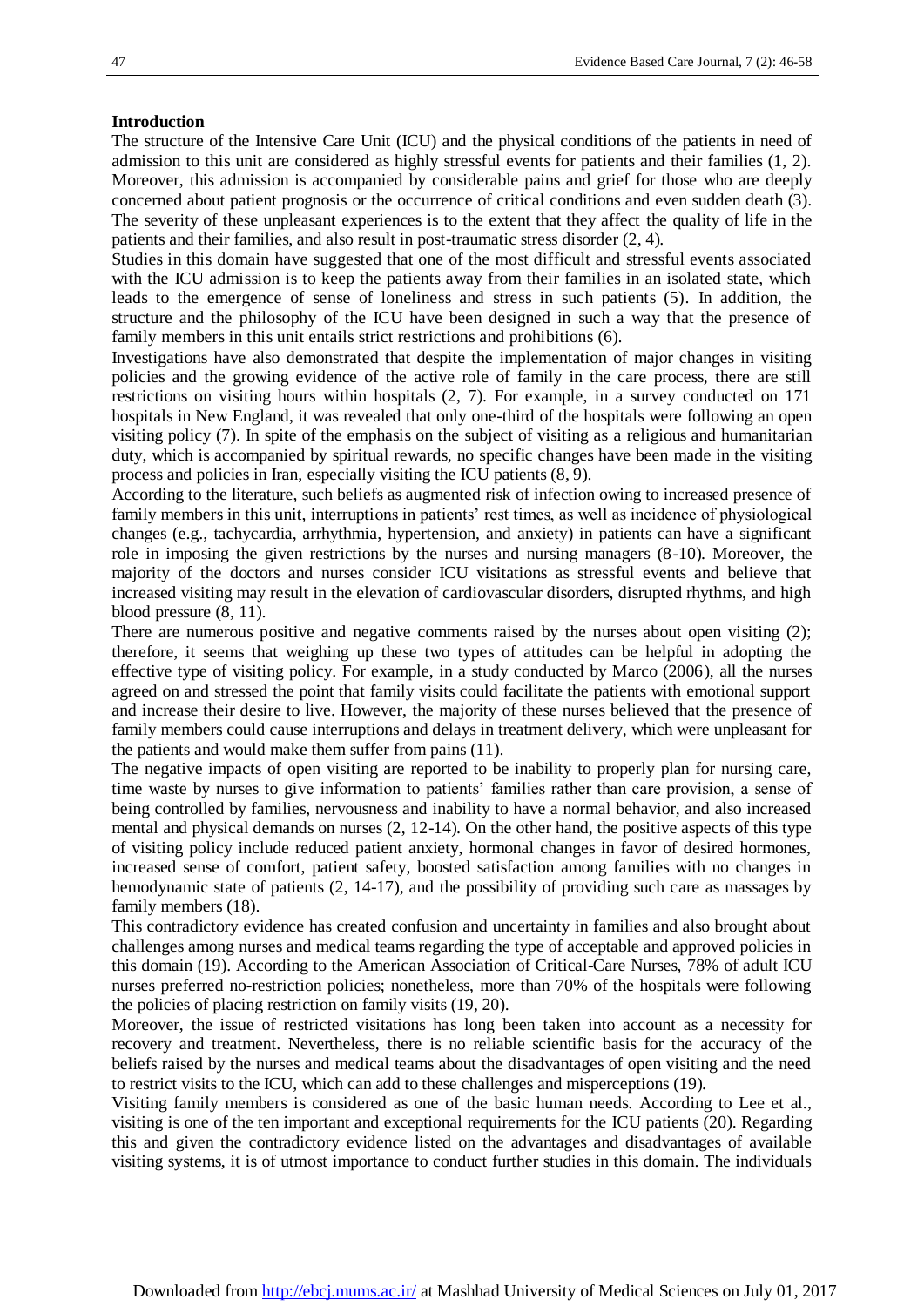## Introduction

The structure of the Intensive Care Unit (ICU) and the physical conditions of the patients in need of admission to this unit are considered as highly stressful events for patients and their families (1, 2). Moreover, this admission is accompanied by considerable pains and grief for those who are deeply concerned about patient prognosis or the occurrence of critical conditions and even sudden death (3). The severity of these unpleasant experiences is to the extent that they affect the quality of life in the patients and their families, and also result in post-traumatic stress disorder (2, 4).

Studies in this domain have suggested that one of the most difficult and stressful events associated with the ICU admission is to keep the patients away from their families in an isolated state, which leads to the emergence of sense of loneliness and stress in such patients (5). In addition, the structure and the philosophy of the ICU have been designed in such a way that the presence of family members in this unit entails strict restrictions and prohibitions (6).

Investigations have also demonstrated that despite the implementation of major changes in visiting policies and the growing evidence of the active role of family in the care process, there are still restrictions on visiting hours within hospitals (2, 7). For example, in a survey conducted on 171 hospitals in New England, it was revealed that only one-third of the hospitals were following an open visiting policy (7). In spite of the emphasis on the subject of visiting as a religious and humanitarian duty, which is accompanied by spiritual rewards, no specific changes have been made in the visiting process and policies in Iran, especially visiting the ICU patients (8, 9).

According to the literature, such beliefs as augmented risk of infection owing to increased presence of family members in this unit, interruptions in patients' rest times, as well as incidence of physiological changes (e.g., tachycardia, arrhythmia, hypertension, and anxiety) in patients can have a significant role in imposing the given restrictions by the nurses and nursing managers (8-10). Moreover, the majority of the doctors and nurses consider ICU visitations as stressful events and believe that increased visiting may result in the elevation of cardiovascular disorders, disrupted rhythms, and high blood pressure (8, 11).

There are numerous positive and negative comments raised by the nurses about open visiting (2); therefore, it seems that weighing up these two types of attitudes can be helpful in adopting the effective type of visiting policy. For example, in a study conducted by Marco (2006), all the nurses agreed on and stressed the point that family visits could facilitate the patients with emotional support and increase their desire to live. However, the majority of these nurses believed that the presence of family members could cause interruptions and delays in treatment delivery, which were unpleasant for the patients and would make them suffer from pains (11).

The negative impacts of open visiting are reported to be inability to properly plan for nursing care, time waste by nurses to give information to patients' families rather than care provision, a sense of being controlled by families, nervousness and inability to have a normal behavior, and also increased mental and physical demands on nurses (2, 12-14). On the other hand, the positive aspects of this type of visiting policy include reduced patient anxiety, hormonal changes in favor of desired hormones, increased sense of comfort, patient safety, boosted satisfaction among families with no changes in hemodynamic state of patients (2, 14-17), and the possibility of providing such care as massages by family members (18).

This contradictory evidence has created confusion and uncertainty in families and also brought about challenges among nurses and medical teams regarding the type of acceptable and approved policies in this domain (19). According to the American Association of Critical-Care Nurses, 78% of adult ICU nurses preferred no-restriction policies; nonetheless, more than 70% of the hospitals were following the policies of placing restriction on family visits (19, 20).

Moreover, the issue of restricted visitations has long been taken into account as a necessity for recovery and treatment. Nevertheless, there is no reliable scientific basis for the accuracy of the beliefs raised by the nurses and medical teams about the disadvantages of open visiting and the need to restrict visits to the ICU, which can add to these challenges and misperceptions (19).

Visiting family members is considered as one of the basic human needs. According to Lee et al., visiting is one of the ten important and exceptional requirements for the ICU patients (20). Regarding this and given the contradictory evidence listed on the advantages and disadvantages of available visiting systems, it is of utmost importance to conduct further studies in this domain. The individuals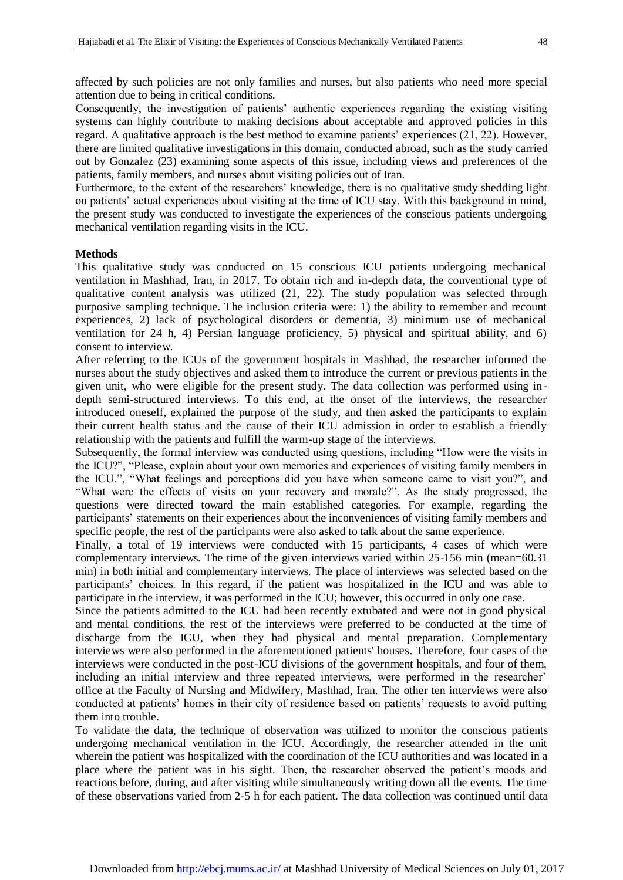affected by such policies are not only families and nurses, but also patients who need more special attention due to being in critical conditions.

Consequently, the investigation of patients' authentic experiences regarding the existing visiting systems can highly contribute to making decisions about acceptable and approved policies in this regard. A qualitative approach is the best method to examine patients' experiences (21, 22). However, there are limited qualitative investigations in this domain, conducted abroad, such as the study carried out by Gonzalez (23) examining some aspects of this issue, including views and preferences of the patients, family members, and nurses about visiting policies out of Iran.

Furthermore, to the extent of the researchers' knowledge, there is no qualitative study shedding light on patients' actual experiences about visiting at the time of ICU stay. With this background in mind, the present study was conducted to investigate the experiences of the conscious patients undergoing mechanical ventilation regarding visits in the ICU.

**Methods**

This qualitative study was conducted on 15 conscious ICU patients undergoing mechanical ventilation in Mashhad, Iran, in 2017. To obtain rich and in-depth data, the conventional type of qualitative content analysis was utilized (21, 22). The study population was selected through purposive sampling technique. The inclusion criteria were: 1) the ability to remember and recount experiences, 2) lack of psychological disorders or dementia, 3) minimum use of mechanical ventilation for 24 h, 4) Persian language proficiency, 5) physical and spiritual ability, and 6) consent to interview.

After referring to the ICUs of the government hospitals in Mashhad, the researcher informed the nurses about the study objectives and asked them to introduce the current or previous patients in the given unit, who were eligible for the present study. The data collection was performed using in-depth semi-structured interviews. To this end, at the onset of the interviews, the researcher introduced oneself, explained the purpose of the study, and then asked the participants to explain their current health status and the cause of their ICU admission in order to establish a friendly relationship with the patients and fulfill the warm-up stage of the interviews.

Subsequently, the formal interview was conducted using questions, including "How were the visits in the ICU?", "Please, explain about your own memories and experiences of visiting family members in the ICU.", "What feelings and perceptions did you have when someone came to visit you?", and "What were the effects of visits on your recovery and morale?". As the study progressed, the questions were directed toward the main established categories. For example, regarding the participants' statements on their experiences about the inconveniences of visiting family members and specific people, the rest of the participants were also asked to talk about the same experience.

Finally, a total of 19 interviews were conducted with 15 participants, 4 cases of which were complementary interviews. The time of the given interviews varied within 25-156 min (mean=60.31 min) in both initial and complementary interviews. The place of interviews was selected based on the participants' choices. In this regard, if the patient was hospitalized in the ICU and was able to participate in the interview, it was performed in the ICU; however, this occurred in only one case.

Since the patients admitted to the ICU had been recently extubated and were not in good physical and mental conditions, the rest of the interviews were preferred to be conducted at the time of discharge from the ICU, when they had physical and mental preparation. Complementary interviews were also performed in the aforementioned patients' houses. Therefore, four cases of the interviews were conducted in the post-ICU divisions of the government hospitals, and four of them, including an initial interview and three repeated interviews, were performed in the researcher' office at the Faculty of Nursing and Midwifery, Mashhad, Iran. The other ten interviews were also conducted at patients' homes in their city of residence based on patients' requests to avoid putting them into trouble.

To validate the data, the technique of observation was utilized to monitor the conscious patients undergoing mechanical ventilation in the ICU. Accordingly, the researcher attended in the unit wherein the patient was hospitalized with the coordination of the ICU authorities and was located in a place where the patient was in his sight. Then, the researcher observed the patient's moods and reactions before, during, and after visiting while simultaneously writing down all the events. The time of these observations varied from 2-5 h for each patient. The data collection was continued until data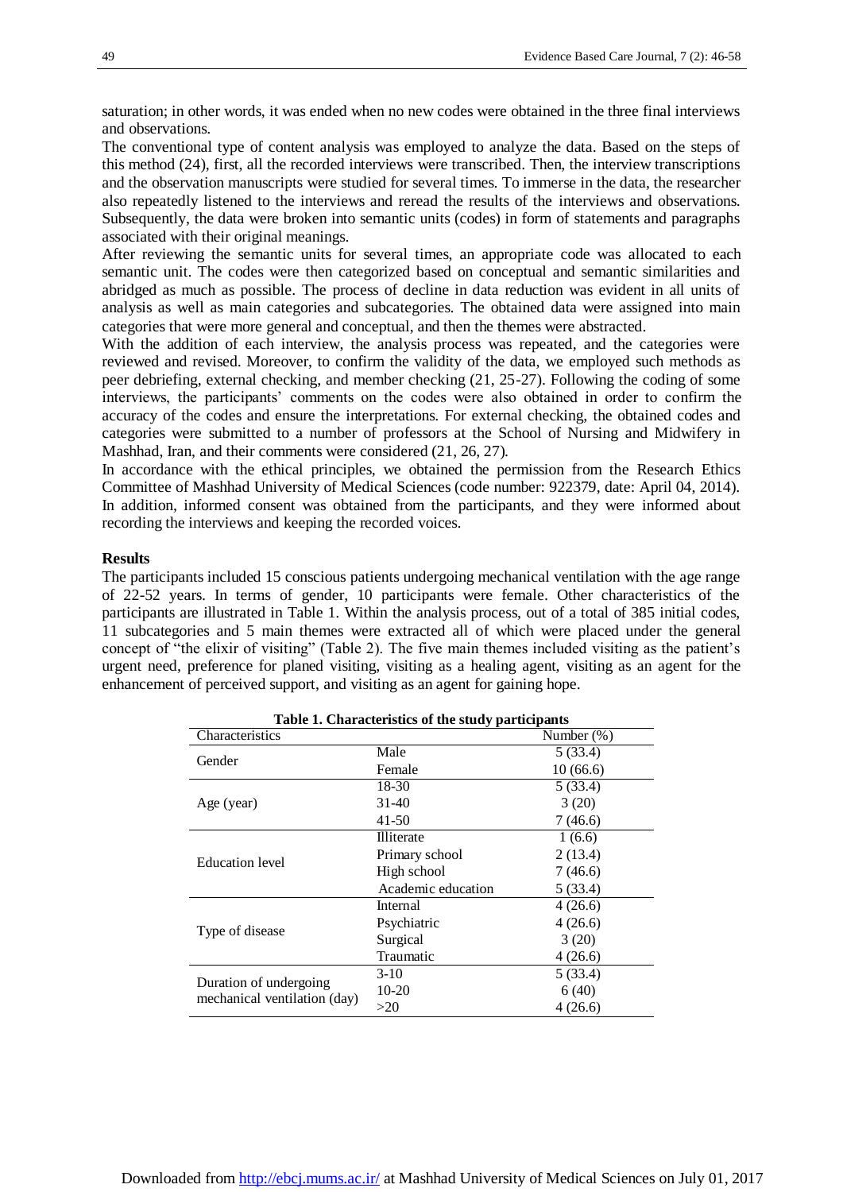saturation; in other words, it was ended when no new codes were obtained in the three final interviews and observations.

The conventional type of content analysis was employed to analyze the data. Based on the steps of this method (24), first, all the recorded interviews were transcribed. Then, the interview transcriptions and the observation manuscripts were studied for several times. To immerse in the data, the researcher also repeatedly listened to the interviews and reread the results of the interviews and observations. Subsequently, the data were broken into semantic units (codes) in form of statements and paragraphs associated with their original meanings.

After reviewing the semantic units for several times, an appropriate code was allocated to each semantic unit. The codes were then categorized based on conceptual and semantic similarities and abridged as much as possible. The process of decline in data reduction was evident in all units of analysis as well as main categories and subcategories. The obtained data were assigned into main categories that were more general and conceptual, and then the themes were abstracted.

With the addition of each interview, the analysis process was repeated, and the categories were reviewed and revised. Moreover, to confirm the validity of the data, we employed such methods as peer debriefing, external checking, and member checking (21, 25-27). Following the coding of some interviews, the participants' comments on the codes were also obtained in order to confirm the accuracy of the codes and ensure the interpretations. For external checking, the obtained codes and categories were submitted to a number of professors at the School of Nursing and Midwifery in Mashhad, Iran, and their comments were considered (21, 26, 27).

In accordance with the ethical principles, we obtained the permission from the Research Ethics Committee of Mashhad University of Medical Sciences (code number: 922379, date: April 04, 2014). In addition, informed consent was obtained from the participants, and they were informed about recording the interviews and keeping the recorded voices.

## Results

The participants included 15 conscious patients undergoing mechanical ventilation with the age range of 22-52 years. In terms of gender, 10 participants were female. Other characteristics of the participants are illustrated in Table 1. Within the analysis process, out of a total of 385 initial codes, 11 subcategories and 5 main themes were extracted all of which were placed under the general concept of "the elixir of visiting" (Table 2). The five main themes included visiting as the patient's urgent need, preference for planed visiting, visiting as a healing agent, visiting as an agent for the enhancement of perceived support, and visiting as an agent for gaining hope.

**Table 1. Characteristics of the study participants**

| Characteristics | | Number (%) |
|---|---|---|
| Gender | Male | 5 (33.4) |
| | Female | 10 (66.6) |
| Age (year) | 18-30 | 5 (33.4) |
| | 31-40 | 3 (20) |
| | 41-50 | 7 (46.6) |
| Education level | Illiterate | 1 (6.6) |
| | Primary school | 2 (13.4) |
| | High school | 7 (46.6) |
| | Academic education | 5 (33.4) |
| Type of disease | Internal | 4 (26.6) |
| | Psychiatric | 4 (26.6) |
| | Surgical | 3 (20) |
| | Traumatic | 4 (26.6) |
| Duration of undergoing mechanical ventilation (day) | 3-10 | 5 (33.4) |
| | 10-20 | 6 (40) |
| | >20 | 4 (26.6) |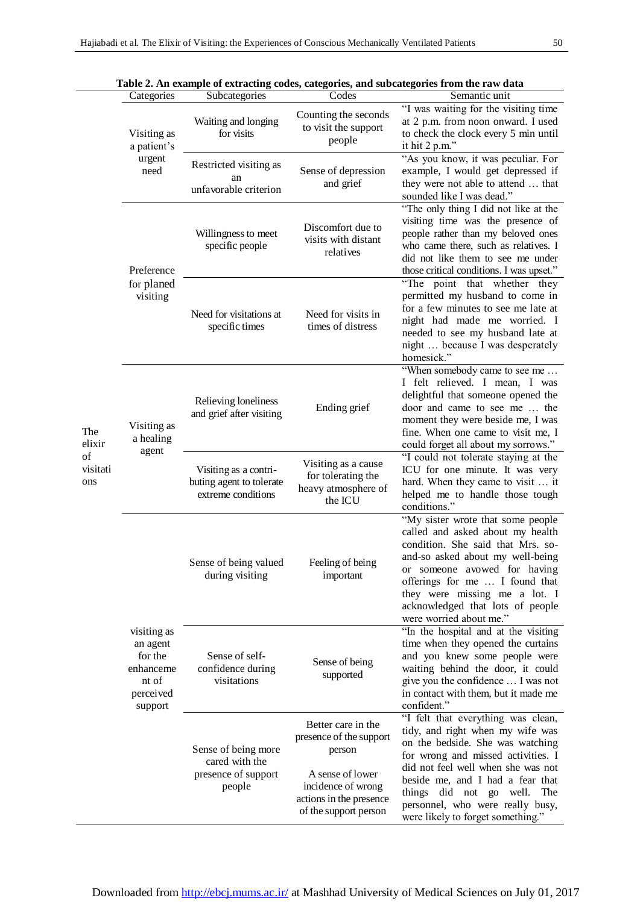**Table 2. An example of extracting codes, categories, and subcategories from the raw data**

| | Categories | Subcategories | Codes | Semantic unit |
|---|---|---|---|---|
| The elixir of visitations | Visiting as a patient's urgent need | Waiting and longing for visits | Counting the seconds to visit the support people | "I was waiting for the visiting time at 2 p.m. from noon onward. I used to check the clock every 5 min until it hit 2 p.m." |
| | | Restricted visiting as an unfavorable criterion | Sense of depression and grief | "As you know, it was peculiar. For example, I would get depressed if they were not able to attend … that sounded like I was dead." |
| | Preference for planed visiting | Willingness to meet specific people | Discomfort due to visits with distant relatives | "The only thing I did not like at the visiting time was the presence of people rather than my beloved ones who came there, such as relatives. I did not like them to see me under those critical conditions. I was upset." |
| | | Need for visitations at specific times | Need for visits in times of distress | "The point that whether they permitted my husband to come in for a few minutes to see me late at night had made me worried. I needed to see my husband late at night … because I was desperately homesick." |
| | Visiting as a healing agent | Relieving loneliness and grief after visiting | Ending grief | "When somebody came to see me … I felt relieved. I mean, I was delightful that someone opened the door and came to see me … the moment they were beside me, I was fine. When one came to visit me, I could forget all about my sorrows." |
| | | Visiting as a contributing agent to tolerate extreme conditions | Visiting as a cause for tolerating the heavy atmosphere of the ICU | "I could not tolerate staying at the ICU for one minute. It was very hard. When they came to visit … it helped me to handle those tough conditions." |
| | visiting as an agent for the enhancement of perceived support | Sense of being valued during visiting | Feeling of being important | "My sister wrote that some people called and asked about my health condition. She said that Mrs. so-and-so asked about my well-being or someone avowed for having offerings for me … I found that they were missing me a lot. I acknowledged that lots of people were worried about me." |
| | | Sense of self-confidence during visitations | Sense of being supported | "In the hospital and at the visiting time when they opened the curtains and you knew some people were waiting behind the door, it could give you the confidence … I was not in contact with them, but it made me confident." |
| | | Sense of being more cared with the presence of support people | Better care in the presence of the support person<br><br>A sense of lower incidence of wrong actions in the presence of the support person | "I felt that everything was clean, tidy, and right when my wife was on the bedside. She was watching for wrong and missed activities. I did not feel well when she was not beside me, and I had a fear that things did not go well. The personnel, who were really busy, were likely to forget something." |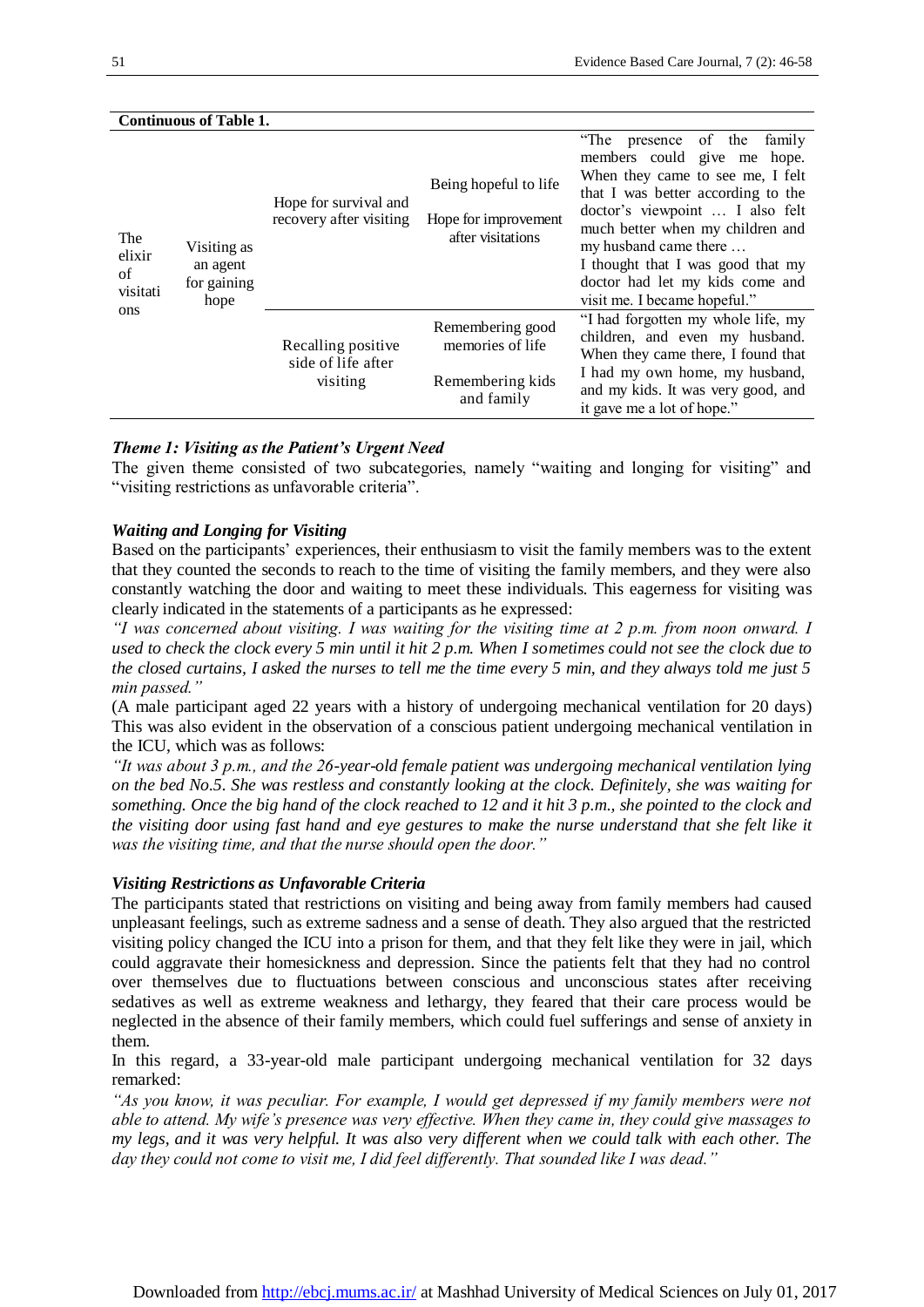**Continuous of Table 1.**

| | | | | |
|---|---|---|---|---|
| The elixir of visitations | Visiting as an agent for gaining hope | Hope for survival and recovery after visiting | Being hopeful to life<br><br>Hope for improvement after visitations | "The presence of the family members could give me hope. When they came to see me, I felt that I was better according to the doctor's viewpoint … I also felt much better when my children and my husband came there …<br>I thought that I was good that my doctor had let my kids come and visit me. I became hopeful." |
| | | Recalling positive side of life after visiting | Remembering good memories of life<br><br>Remembering kids and family | "I had forgotten my whole life, my children, and even my husband. When they came there, I found that I had my own home, my husband, and my kids. It was very good, and it gave me a lot of hope." |

### *Theme 1: Visiting as the Patient's Urgent Need*

The given theme consisted of two subcategories, namely "waiting and longing for visiting" and "visiting restrictions as unfavorable criteria".

#### *Waiting and Longing for Visiting*

Based on the participants' experiences, their enthusiasm to visit the family members was to the extent that they counted the seconds to reach to the time of visiting the family members, and they were also constantly watching the door and waiting to meet these individuals. This eagerness for visiting was clearly indicated in the statements of a participants as he expressed:

*"I was concerned about visiting. I was waiting for the visiting time at 2 p.m. from noon onward. I used to check the clock every 5 min until it hit 2 p.m. When I sometimes could not see the clock due to the closed curtains, I asked the nurses to tell me the time every 5 min, and they always told me just 5 min passed."*

(A male participant aged 22 years with a history of undergoing mechanical ventilation for 20 days)

This was also evident in the observation of a conscious patient undergoing mechanical ventilation in the ICU, which was as follows:

*"It was about 3 p.m., and the 26-year-old female patient was undergoing mechanical ventilation lying on the bed No.5. She was restless and constantly looking at the clock. Definitely, she was waiting for something. Once the big hand of the clock reached to 12 and it hit 3 p.m., she pointed to the clock and the visiting door using fast hand and eye gestures to make the nurse understand that she felt like it was the visiting time, and that the nurse should open the door."*

#### *Visiting Restrictions as Unfavorable Criteria*

The participants stated that restrictions on visiting and being away from family members had caused unpleasant feelings, such as extreme sadness and a sense of death. They also argued that the restricted visiting policy changed the ICU into a prison for them, and that they felt like they were in jail, which could aggravate their homesickness and depression. Since the patients felt that they had no control over themselves due to fluctuations between conscious and unconscious states after receiving sedatives as well as extreme weakness and lethargy, they feared that their care process would be neglected in the absence of their family members, which could fuel sufferings and sense of anxiety in them.

In this regard, a 33-year-old male participant undergoing mechanical ventilation for 32 days remarked:

*"As you know, it was peculiar. For example, I would get depressed if my family members were not able to attend. My wife's presence was very effective. When they came in, they could give massages to my legs, and it was very helpful. It was also very different when we could talk with each other. The day they could not come to visit me, I did feel differently. That sounded like I was dead."*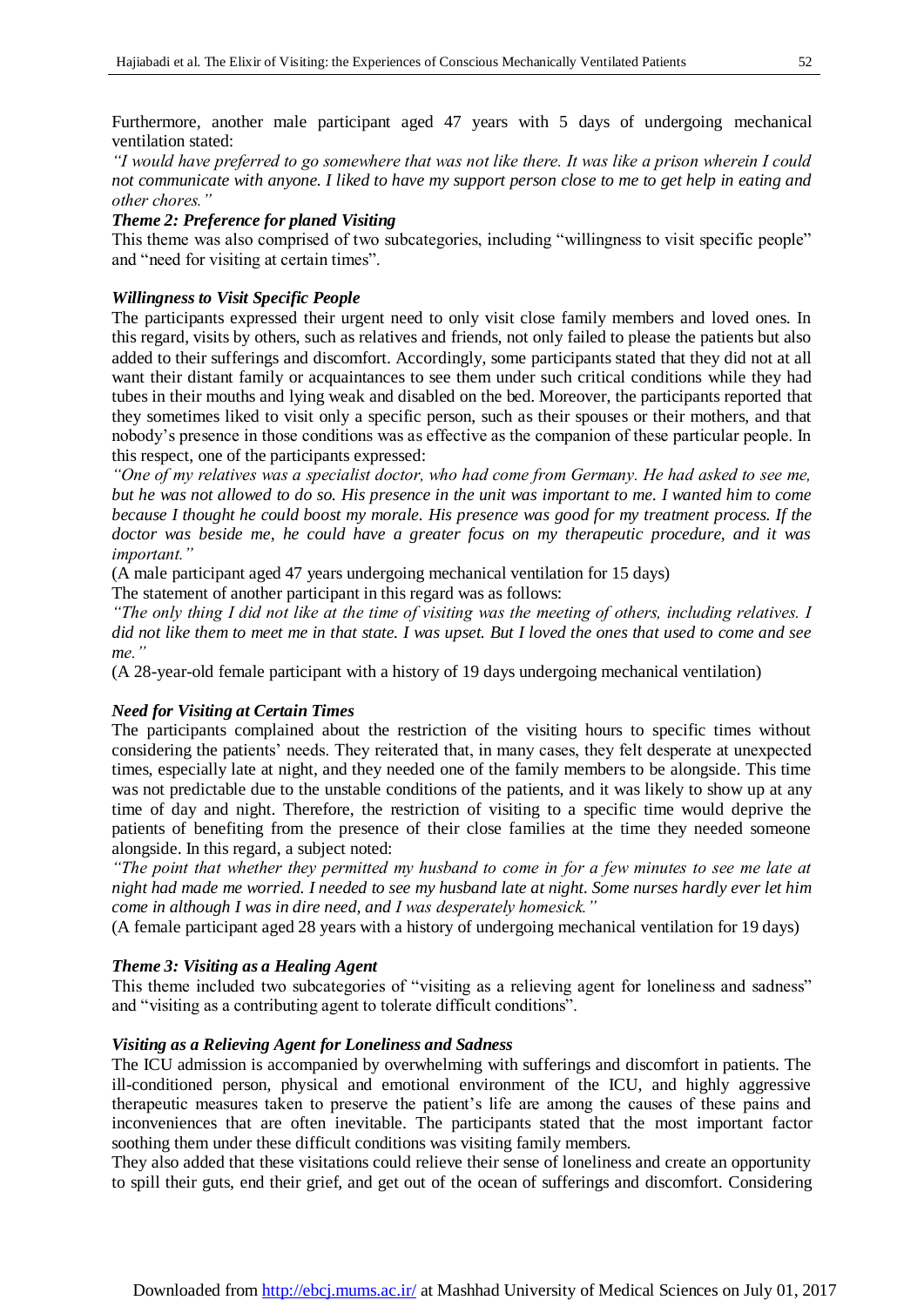Furthermore, another male participant aged 47 years with 5 days of undergoing mechanical ventilation stated:

*"I would have preferred to go somewhere that was not like there. It was like a prison wherein I could not communicate with anyone. I liked to have my support person close to me to get help in eating and other chores."*

***Theme 2: Preference for planed Visiting***

This theme was also comprised of two subcategories, including "willingness to visit specific people" and "need for visiting at certain times".

***Willingness to Visit Specific People***

The participants expressed their urgent need to only visit close family members and loved ones. In this regard, visits by others, such as relatives and friends, not only failed to please the patients but also added to their sufferings and discomfort. Accordingly, some participants stated that they did not at all want their distant family or acquaintances to see them under such critical conditions while they had tubes in their mouths and lying weak and disabled on the bed. Moreover, the participants reported that they sometimes liked to visit only a specific person, such as their spouses or their mothers, and that nobody's presence in those conditions was as effective as the companion of these particular people. In this respect, one of the participants expressed:

*"One of my relatives was a specialist doctor, who had come from Germany. He had asked to see me, but he was not allowed to do so. His presence in the unit was important to me. I wanted him to come because I thought he could boost my morale. His presence was good for my treatment process. If the doctor was beside me, he could have a greater focus on my therapeutic procedure, and it was important."*

(A male participant aged 47 years undergoing mechanical ventilation for 15 days)

The statement of another participant in this regard was as follows:

*"The only thing I did not like at the time of visiting was the meeting of others, including relatives. I did not like them to meet me in that state. I was upset. But I loved the ones that used to come and see me."*

(A 28-year-old female participant with a history of 19 days undergoing mechanical ventilation)

***Need for Visiting at Certain Times***

The participants complained about the restriction of the visiting hours to specific times without considering the patients' needs. They reiterated that, in many cases, they felt desperate at unexpected times, especially late at night, and they needed one of the family members to be alongside. This time was not predictable due to the unstable conditions of the patients, and it was likely to show up at any time of day and night. Therefore, the restriction of visiting to a specific time would deprive the patients of benefiting from the presence of their close families at the time they needed someone alongside. In this regard, a subject noted:

*"The point that whether they permitted my husband to come in for a few minutes to see me late at night had made me worried. I needed to see my husband late at night. Some nurses hardly ever let him come in although I was in dire need, and I was desperately homesick."*

(A female participant aged 28 years with a history of undergoing mechanical ventilation for 19 days)

***Theme 3: Visiting as a Healing Agent***

This theme included two subcategories of "visiting as a relieving agent for loneliness and sadness" and "visiting as a contributing agent to tolerate difficult conditions".

***Visiting as a Relieving Agent for Loneliness and Sadness***

The ICU admission is accompanied by overwhelming with sufferings and discomfort in patients. The ill-conditioned person, physical and emotional environment of the ICU, and highly aggressive therapeutic measures taken to preserve the patient's life are among the causes of these pains and inconveniences that are often inevitable. The participants stated that the most important factor soothing them under these difficult conditions was visiting family members.

They also added that these visitations could relieve their sense of loneliness and create an opportunity to spill their guts, end their grief, and get out of the ocean of sufferings and discomfort. Considering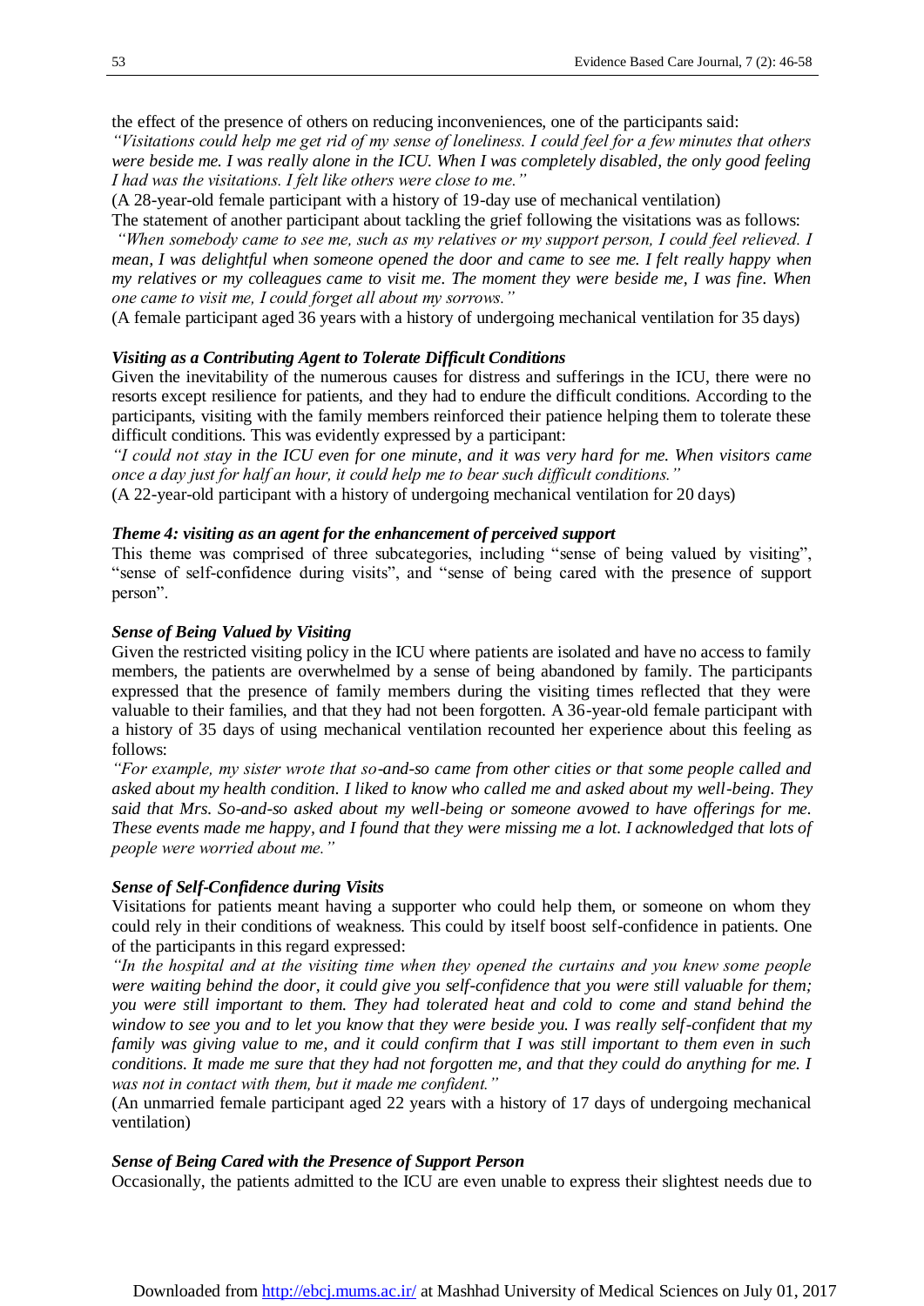the effect of the presence of others on reducing inconveniences, one of the participants said:

*"Visitations could help me get rid of my sense of loneliness. I could feel for a few minutes that others were beside me. I was really alone in the ICU. When I was completely disabled, the only good feeling I had was the visitations. I felt like others were close to me."*

(A 28-year-old female participant with a history of 19-day use of mechanical ventilation)

The statement of another participant about tackling the grief following the visitations was as follows:

*"When somebody came to see me, such as my relatives or my support person, I could feel relieved. I mean, I was delightful when someone opened the door and came to see me. I felt really happy when my relatives or my colleagues came to visit me. The moment they were beside me, I was fine. When one came to visit me, I could forget all about my sorrows."*

(A female participant aged 36 years with a history of undergoing mechanical ventilation for 35 days)

### *Visiting as a Contributing Agent to Tolerate Difficult Conditions*

Given the inevitability of the numerous causes for distress and sufferings in the ICU, there were no resorts except resilience for patients, and they had to endure the difficult conditions. According to the participants, visiting with the family members reinforced their patience helping them to tolerate these difficult conditions. This was evidently expressed by a participant:

*"I could not stay in the ICU even for one minute, and it was very hard for me. When visitors came once a day just for half an hour, it could help me to bear such difficult conditions."*

(A 22-year-old participant with a history of undergoing mechanical ventilation for 20 days)

### *Theme 4: visiting as an agent for the enhancement of perceived support*

This theme was comprised of three subcategories, including "sense of being valued by visiting", "sense of self-confidence during visits", and "sense of being cared with the presence of support person".

### *Sense of Being Valued by Visiting*

Given the restricted visiting policy in the ICU where patients are isolated and have no access to family members, the patients are overwhelmed by a sense of being abandoned by family. The participants expressed that the presence of family members during the visiting times reflected that they were valuable to their families, and that they had not been forgotten. A 36-year-old female participant with a history of 35 days of using mechanical ventilation recounted her experience about this feeling as follows:

*"For example, my sister wrote that so-and-so came from other cities or that some people called and asked about my health condition. I liked to know who called me and asked about my well-being. They said that Mrs. So-and-so asked about my well-being or someone avowed to have offerings for me. These events made me happy, and I found that they were missing me a lot. I acknowledged that lots of people were worried about me."*

### *Sense of Self-Confidence during Visits*

Visitations for patients meant having a supporter who could help them, or someone on whom they could rely in their conditions of weakness. This could by itself boost self-confidence in patients. One of the participants in this regard expressed:

*"In the hospital and at the visiting time when they opened the curtains and you knew some people were waiting behind the door, it could give you self-confidence that you were still valuable for them; you were still important to them. They had tolerated heat and cold to come and stand behind the window to see you and to let you know that they were beside you. I was really self-confident that my family was giving value to me, and it could confirm that I was still important to them even in such conditions. It made me sure that they had not forgotten me, and that they could do anything for me. I was not in contact with them, but it made me confident."*

(An unmarried female participant aged 22 years with a history of 17 days of undergoing mechanical ventilation)

### *Sense of Being Cared with the Presence of Support Person*

Occasionally, the patients admitted to the ICU are even unable to express their slightest needs due to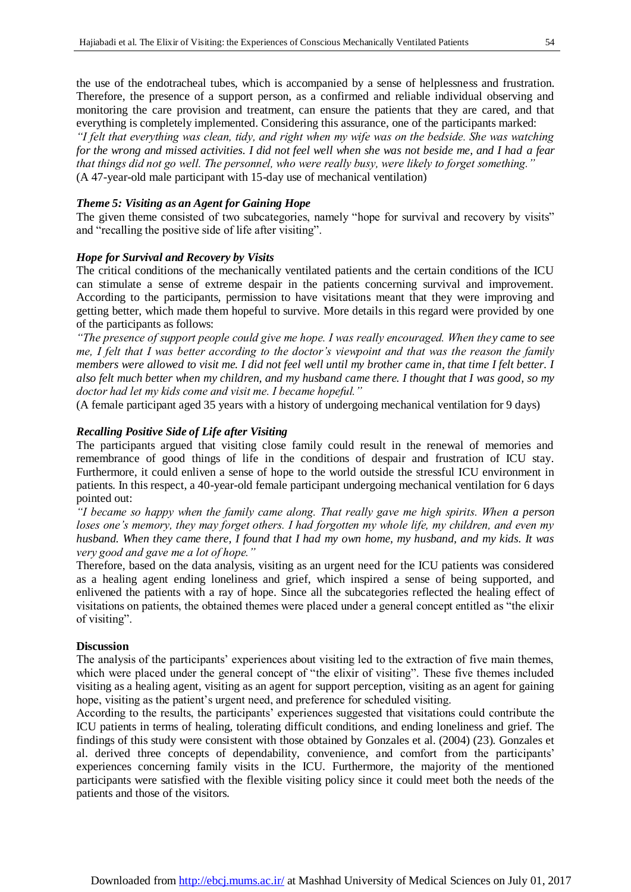the use of the endotracheal tubes, which is accompanied by a sense of helplessness and frustration. Therefore, the presence of a support person, as a confirmed and reliable individual observing and monitoring the care provision and treatment, can ensure the patients that they are cared, and that everything is completely implemented. Considering this assurance, one of the participants marked:

*"I felt that everything was clean, tidy, and right when my wife was on the bedside. She was watching for the wrong and missed activities. I did not feel well when she was not beside me, and I had a fear that things did not go well. The personnel, who were really busy, were likely to forget something."*

(A 47-year-old male participant with 15-day use of mechanical ventilation)

### *Theme 5: Visiting as an Agent for Gaining Hope*

The given theme consisted of two subcategories, namely "hope for survival and recovery by visits" and "recalling the positive side of life after visiting".

#### *Hope for Survival and Recovery by Visits*

The critical conditions of the mechanically ventilated patients and the certain conditions of the ICU can stimulate a sense of extreme despair in the patients concerning survival and improvement. According to the participants, permission to have visitations meant that they were improving and getting better, which made them hopeful to survive. More details in this regard were provided by one of the participants as follows:

*"The presence of support people could give me hope. I was really encouraged. When they came to see me, I felt that I was better according to the doctor's viewpoint and that was the reason the family members were allowed to visit me. I did not feel well until my brother came in, that time I felt better. I also felt much better when my children, and my husband came there. I thought that I was good, so my doctor had let my kids come and visit me. I became hopeful."*

(A female participant aged 35 years with a history of undergoing mechanical ventilation for 9 days)

#### *Recalling Positive Side of Life after Visiting*

The participants argued that visiting close family could result in the renewal of memories and remembrance of good things of life in the conditions of despair and frustration of ICU stay. Furthermore, it could enliven a sense of hope to the world outside the stressful ICU environment in patients. In this respect, a 40-year-old female participant undergoing mechanical ventilation for 6 days pointed out:

*"I became so happy when the family came along. That really gave me high spirits. When a person loses one's memory, they may forget others. I had forgotten my whole life, my children, and even my husband. When they came there, I found that I had my own home, my husband, and my kids. It was very good and gave me a lot of hope."*

Therefore, based on the data analysis, visiting as an urgent need for the ICU patients was considered as a healing agent ending loneliness and grief, which inspired a sense of being supported, and enlivened the patients with a ray of hope. Since all the subcategories reflected the healing effect of visitations on patients, the obtained themes were placed under a general concept entitled as "the elixir of visiting".

## **Discussion**

The analysis of the participants' experiences about visiting led to the extraction of five main themes, which were placed under the general concept of "the elixir of visiting". These five themes included visiting as a healing agent, visiting as an agent for support perception, visiting as an agent for gaining hope, visiting as the patient's urgent need, and preference for scheduled visiting.

According to the results, the participants' experiences suggested that visitations could contribute the ICU patients in terms of healing, tolerating difficult conditions, and ending loneliness and grief. The findings of this study were consistent with those obtained by Gonzales et al. (2004) (23). Gonzales et al. derived three concepts of dependability, convenience, and comfort from the participants' experiences concerning family visits in the ICU. Furthermore, the majority of the mentioned participants were satisfied with the flexible visiting policy since it could meet both the needs of the patients and those of the visitors.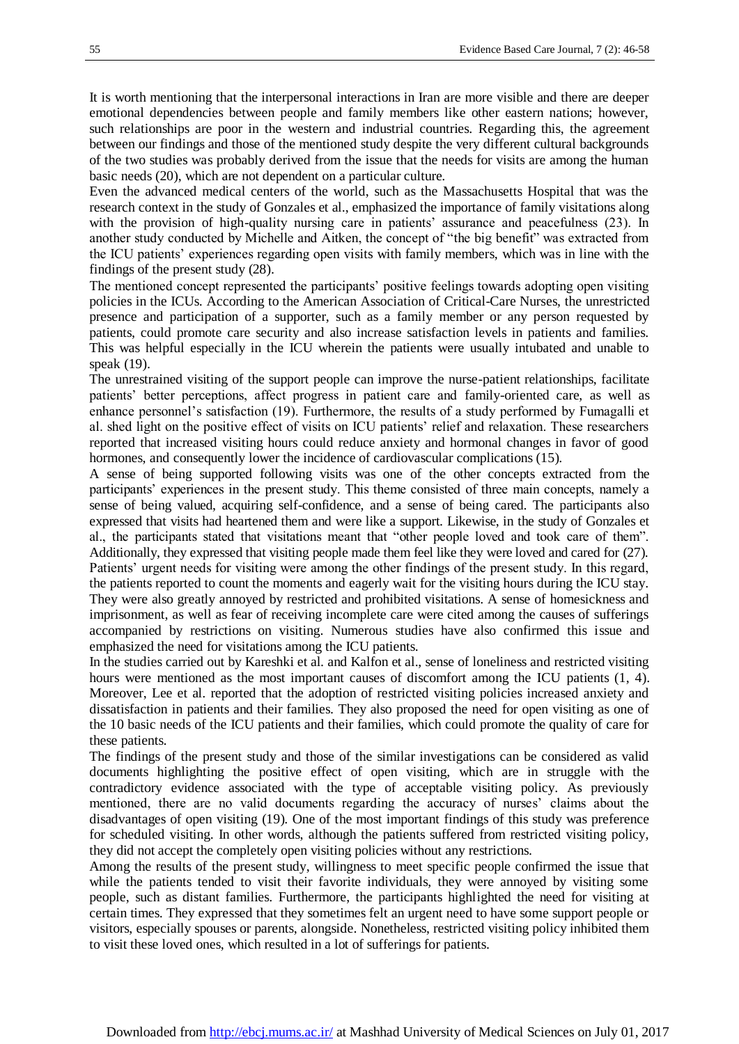It is worth mentioning that the interpersonal interactions in Iran are more visible and there are deeper emotional dependencies between people and family members like other eastern nations; however, such relationships are poor in the western and industrial countries. Regarding this, the agreement between our findings and those of the mentioned study despite the very different cultural backgrounds of the two studies was probably derived from the issue that the needs for visits are among the human basic needs (20), which are not dependent on a particular culture.

Even the advanced medical centers of the world, such as the Massachusetts Hospital that was the research context in the study of Gonzales et al., emphasized the importance of family visitations along with the provision of high-quality nursing care in patients' assurance and peacefulness (23). In another study conducted by Michelle and Aitken, the concept of "the big benefit" was extracted from the ICU patients' experiences regarding open visits with family members, which was in line with the findings of the present study (28).

The mentioned concept represented the participants' positive feelings towards adopting open visiting policies in the ICUs. According to the American Association of Critical-Care Nurses, the unrestricted presence and participation of a supporter, such as a family member or any person requested by patients, could promote care security and also increase satisfaction levels in patients and families. This was helpful especially in the ICU wherein the patients were usually intubated and unable to speak (19).

The unrestrained visiting of the support people can improve the nurse-patient relationships, facilitate patients' better perceptions, affect progress in patient care and family-oriented care, as well as enhance personnel's satisfaction (19). Furthermore, the results of a study performed by Fumagalli et al. shed light on the positive effect of visits on ICU patients' relief and relaxation. These researchers reported that increased visiting hours could reduce anxiety and hormonal changes in favor of good hormones, and consequently lower the incidence of cardiovascular complications (15).

A sense of being supported following visits was one of the other concepts extracted from the participants' experiences in the present study. This theme consisted of three main concepts, namely a sense of being valued, acquiring self-confidence, and a sense of being cared. The participants also expressed that visits had heartened them and were like a support. Likewise, in the study of Gonzales et al., the participants stated that visitations meant that "other people loved and took care of them". Additionally, they expressed that visiting people made them feel like they were loved and cared for (27).

Patients' urgent needs for visiting were among the other findings of the present study. In this regard, the patients reported to count the moments and eagerly wait for the visiting hours during the ICU stay. They were also greatly annoyed by restricted and prohibited visitations. A sense of homesickness and imprisonment, as well as fear of receiving incomplete care were cited among the causes of sufferings accompanied by restrictions on visiting. Numerous studies have also confirmed this issue and emphasized the need for visitations among the ICU patients.

In the studies carried out by Kareshki et al. and Kalfon et al., sense of loneliness and restricted visiting hours were mentioned as the most important causes of discomfort among the ICU patients (1, 4). Moreover, Lee et al. reported that the adoption of restricted visiting policies increased anxiety and dissatisfaction in patients and their families. They also proposed the need for open visiting as one of the 10 basic needs of the ICU patients and their families, which could promote the quality of care for these patients.

The findings of the present study and those of the similar investigations can be considered as valid documents highlighting the positive effect of open visiting, which are in struggle with the contradictory evidence associated with the type of acceptable visiting policy. As previously mentioned, there are no valid documents regarding the accuracy of nurses' claims about the disadvantages of open visiting (19). One of the most important findings of this study was preference for scheduled visiting. In other words, although the patients suffered from restricted visiting policy, they did not accept the completely open visiting policies without any restrictions.

Among the results of the present study, willingness to meet specific people confirmed the issue that while the patients tended to visit their favorite individuals, they were annoyed by visiting some people, such as distant families. Furthermore, the participants highlighted the need for visiting at certain times. They expressed that they sometimes felt an urgent need to have some support people or visitors, especially spouses or parents, alongside. Nonetheless, restricted visiting policy inhibited them to visit these loved ones, which resulted in a lot of sufferings for patients.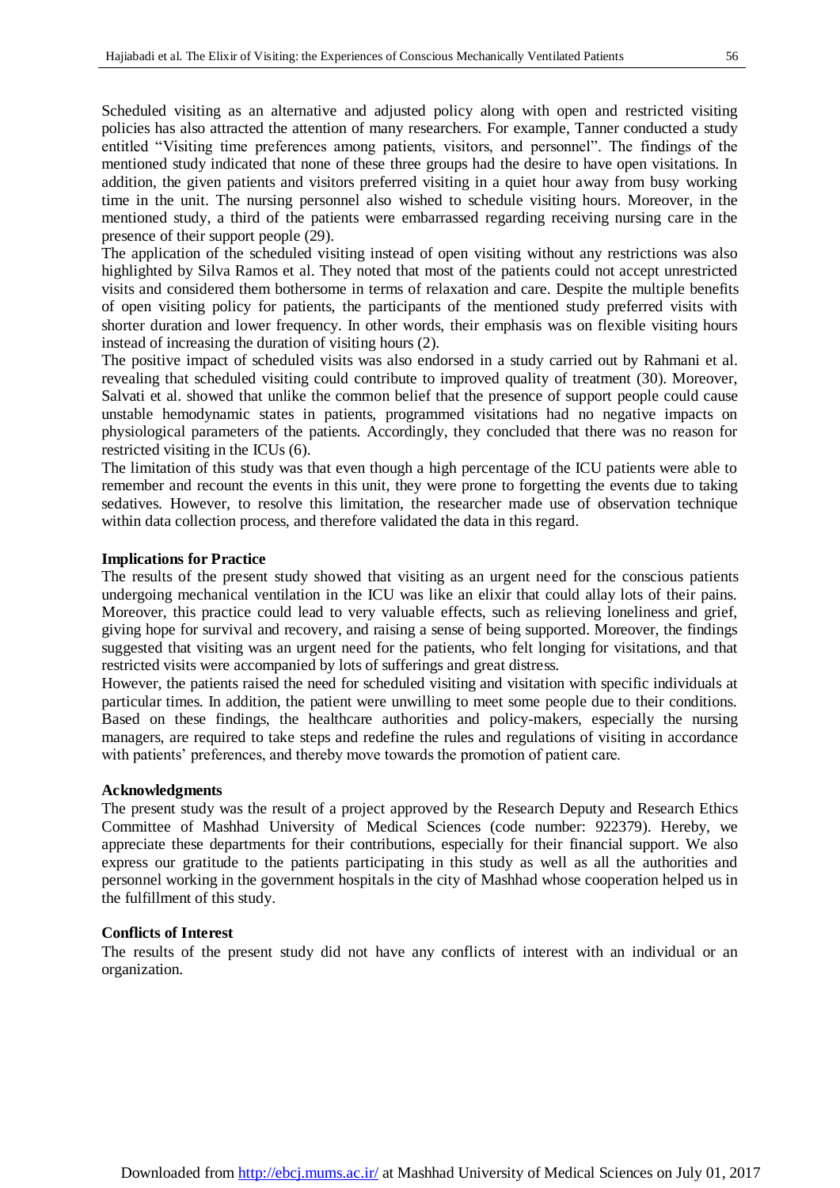Scheduled visiting as an alternative and adjusted policy along with open and restricted visiting policies has also attracted the attention of many researchers. For example, Tanner conducted a study entitled "Visiting time preferences among patients, visitors, and personnel". The findings of the mentioned study indicated that none of these three groups had the desire to have open visitations. In addition, the given patients and visitors preferred visiting in a quiet hour away from busy working time in the unit. The nursing personnel also wished to schedule visiting hours. Moreover, in the mentioned study, a third of the patients were embarrassed regarding receiving nursing care in the presence of their support people (29).

The application of the scheduled visiting instead of open visiting without any restrictions was also highlighted by Silva Ramos et al. They noted that most of the patients could not accept unrestricted visits and considered them bothersome in terms of relaxation and care. Despite the multiple benefits of open visiting policy for patients, the participants of the mentioned study preferred visits with shorter duration and lower frequency. In other words, their emphasis was on flexible visiting hours instead of increasing the duration of visiting hours (2).

The positive impact of scheduled visits was also endorsed in a study carried out by Rahmani et al. revealing that scheduled visiting could contribute to improved quality of treatment (30). Moreover, Salvati et al. showed that unlike the common belief that the presence of support people could cause unstable hemodynamic states in patients, programmed visitations had no negative impacts on physiological parameters of the patients. Accordingly, they concluded that there was no reason for restricted visiting in the ICUs (6).

The limitation of this study was that even though a high percentage of the ICU patients were able to remember and recount the events in this unit, they were prone to forgetting the events due to taking sedatives. However, to resolve this limitation, the researcher made use of observation technique within data collection process, and therefore validated the data in this regard.

**Implications for Practice**

The results of the present study showed that visiting as an urgent need for the conscious patients undergoing mechanical ventilation in the ICU was like an elixir that could allay lots of their pains. Moreover, this practice could lead to very valuable effects, such as relieving loneliness and grief, giving hope for survival and recovery, and raising a sense of being supported. Moreover, the findings suggested that visiting was an urgent need for the patients, who felt longing for visitations, and that restricted visits were accompanied by lots of sufferings and great distress.

However, the patients raised the need for scheduled visiting and visitation with specific individuals at particular times. In addition, the patient were unwilling to meet some people due to their conditions. Based on these findings, the healthcare authorities and policy-makers, especially the nursing managers, are required to take steps and redefine the rules and regulations of visiting in accordance with patients' preferences, and thereby move towards the promotion of patient care.

**Acknowledgments**

The present study was the result of a project approved by the Research Deputy and Research Ethics Committee of Mashhad University of Medical Sciences (code number: 922379). Hereby, we appreciate these departments for their contributions, especially for their financial support. We also express our gratitude to the patients participating in this study as well as all the authorities and personnel working in the government hospitals in the city of Mashhad whose cooperation helped us in the fulfillment of this study.

**Conflicts of Interest**

The results of the present study did not have any conflicts of interest with an individual or an organization.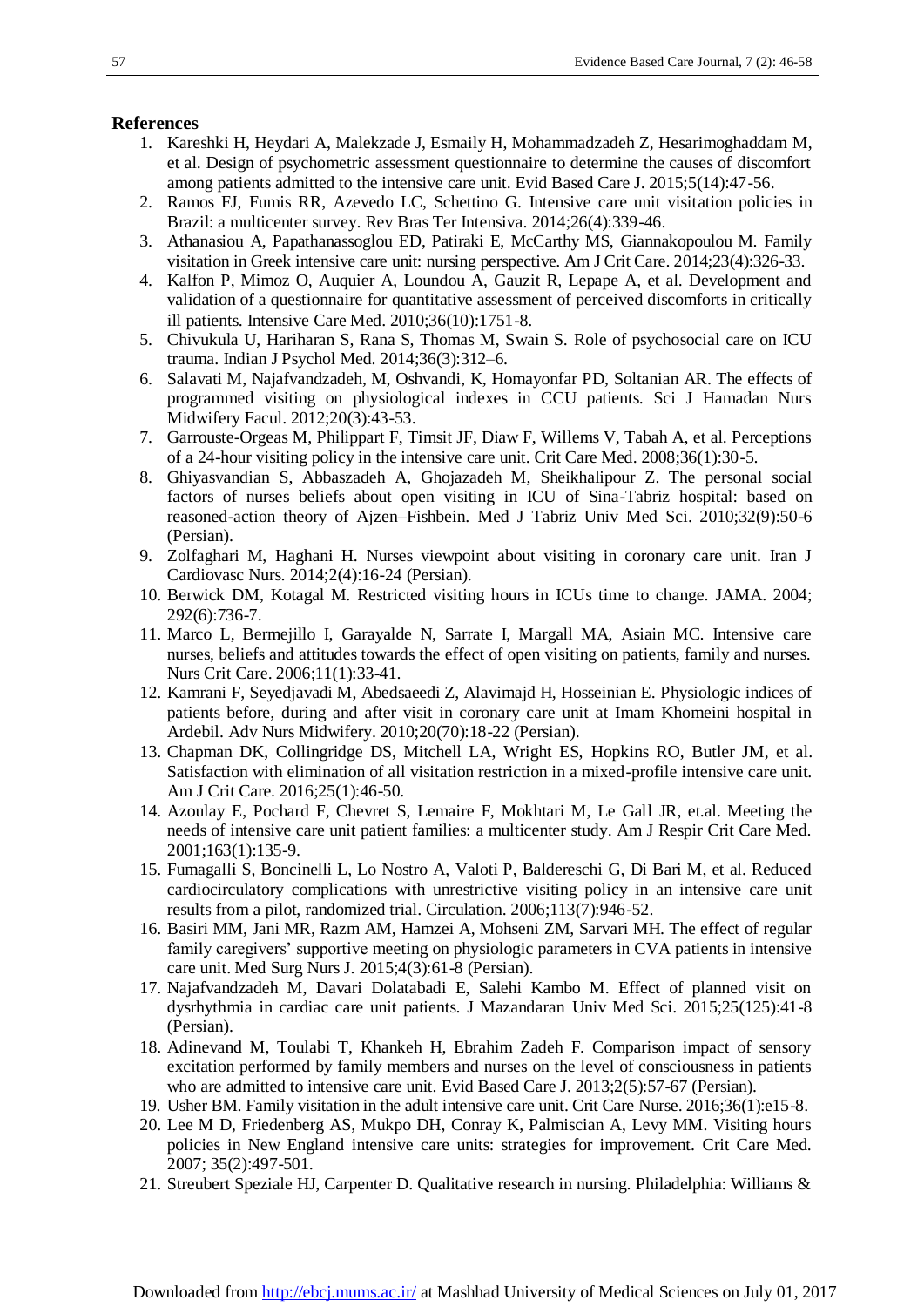## References

1. Kareshki H, Heydari A, Malekzade J, Esmaily H, Mohammadzadeh Z, Hesarimoghaddam M, et al. Design of psychometric assessment questionnaire to determine the causes of discomfort among patients admitted to the intensive care unit. Evid Based Care J. 2015;5(14):47-56.
2. Ramos FJ, Fumis RR, Azevedo LC, Schettino G. Intensive care unit visitation policies in Brazil: a multicenter survey. Rev Bras Ter Intensiva. 2014;26(4):339-46.
3. Athanasiou A, Papathanassoglou ED, Patiraki E, McCarthy MS, Giannakopoulou M. Family visitation in Greek intensive care unit: nursing perspective. Am J Crit Care. 2014;23(4):326-33.
4. Kalfon P, Mimoz O, Auquier A, Loundou A, Gauzit R, Lepape A, et al. Development and validation of a questionnaire for quantitative assessment of perceived discomforts in critically ill patients. Intensive Care Med. 2010;36(10):1751-8.
5. Chivukula U, Hariharan S, Rana S, Thomas M, Swain S. Role of psychosocial care on ICU trauma. Indian J Psychol Med. 2014;36(3):312–6.
6. Salavati M, Najafvandzadeh, M, Oshvandi, K, Homayonfar PD, Soltanian AR. The effects of programmed visiting on physiological indexes in CCU patients. Sci J Hamadan Nurs Midwifery Facul. 2012;20(3):43-53.
7. Garrouste-Orgeas M, Philippart F, Timsit JF, Diaw F, Willems V, Tabah A, et al. Perceptions of a 24-hour visiting policy in the intensive care unit. Crit Care Med. 2008;36(1):30-5.
8. Ghiyasvandian S, Abbaszadeh A, Ghojazadeh M, Sheikhalipour Z. The personal social factors of nurses beliefs about open visiting in ICU of Sina-Tabriz hospital: based on reasoned-action theory of Ajzen–Fishbein. Med J Tabriz Univ Med Sci. 2010;32(9):50-6 (Persian).
9. Zolfaghari M, Haghani H. Nurses viewpoint about visiting in coronary care unit. Iran J Cardiovasc Nurs. 2014;2(4):16-24 (Persian).
10. Berwick DM, Kotagal M. Restricted visiting hours in ICUs time to change. JAMA. 2004; 292(6):736-7.
11. Marco L, Bermejillo I, Garayalde N, Sarrate I, Margall MA, Asiain MC. Intensive care nurses, beliefs and attitudes towards the effect of open visiting on patients, family and nurses. Nurs Crit Care. 2006;11(1):33-41.
12. Kamrani F, Seyedjavadi M, Abedsaeedi Z, Alavimajd H, Hosseinian E. Physiologic indices of patients before, during and after visit in coronary care unit at Imam Khomeini hospital in Ardebil. Adv Nurs Midwifery. 2010;20(70):18-22 (Persian).
13. Chapman DK, Collingridge DS, Mitchell LA, Wright ES, Hopkins RO, Butler JM, et al. Satisfaction with elimination of all visitation restriction in a mixed-profile intensive care unit. Am J Crit Care. 2016;25(1):46-50.
14. Azoulay E, Pochard F, Chevret S, Lemaire F, Mokhtari M, Le Gall JR, et.al. Meeting the needs of intensive care unit patient families: a multicenter study. Am J Respir Crit Care Med. 2001;163(1):135-9.
15. Fumagalli S, Boncinelli L, Lo Nostro A, Valoti P, Baldereschi G, Di Bari M, et al. Reduced cardiocirculatory complications with unrestrictive visiting policy in an intensive care unit results from a pilot, randomized trial. Circulation. 2006;113(7):946-52.
16. Basiri MM, Jani MR, Razm AM, Hamzei A, Mohseni ZM, Sarvari MH. The effect of regular family caregivers' supportive meeting on physiologic parameters in CVA patients in intensive care unit. Med Surg Nurs J. 2015;4(3):61-8 (Persian).
17. Najafvandzadeh M, Davari Dolatabadi E, Salehi Kambo M. Effect of planned visit on dysrhythmia in cardiac care unit patients. J Mazandaran Univ Med Sci. 2015;25(125):41-8 (Persian).
18. Adinevand M, Toulabi T, Khankeh H, Ebrahim Zadeh F. Comparison impact of sensory excitation performed by family members and nurses on the level of consciousness in patients who are admitted to intensive care unit. Evid Based Care J. 2013;2(5):57-67 (Persian).
19. Usher BM. Family visitation in the adult intensive care unit. Crit Care Nurse. 2016;36(1):e15-8.
20. Lee M D, Friedenberg AS, Mukpo DH, Conray K, Palmiscian A, Levy MM. Visiting hours policies in New England intensive care units: strategies for improvement. Crit Care Med. 2007; 35(2):497-501.
21. Streubert Speziale HJ, Carpenter D. Qualitative research in nursing. Philadelphia: Williams &

Downloaded from http://ebcj.mums.ac.ir/ at Mashhad University of Medical Sciences on July 01, 2017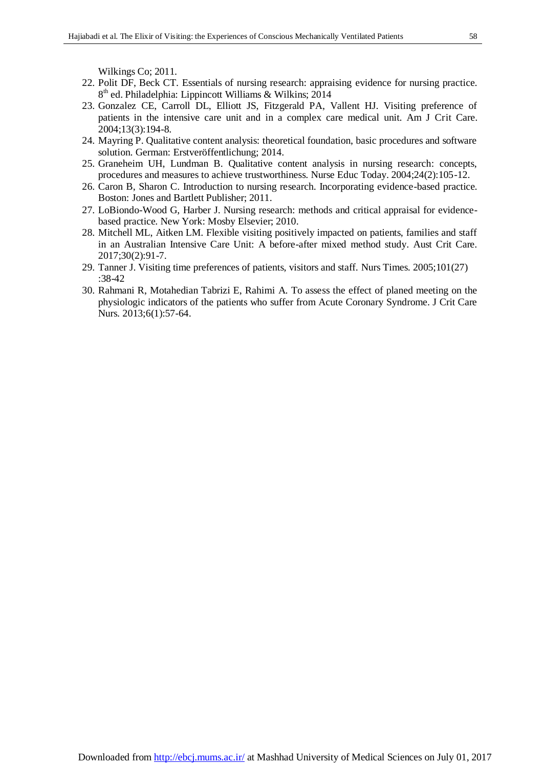Wilkings Co; 2011.

22. Polit DF, Beck CT. Essentials of nursing research: appraising evidence for nursing practice. 8th ed. Philadelphia: Lippincott Williams & Wilkins; 2014
23. Gonzalez CE, Carroll DL, Elliott JS, Fitzgerald PA, Vallent HJ. Visiting preference of patients in the intensive care unit and in a complex care medical unit. Am J Crit Care. 2004;13(3):194-8.
24. Mayring P. Qualitative content analysis: theoretical foundation, basic procedures and software solution. German: Erstveröffentlichung; 2014.
25. Graneheim UH, Lundman B. Qualitative content analysis in nursing research: concepts, procedures and measures to achieve trustworthiness. Nurse Educ Today. 2004;24(2):105-12.
26. Caron B, Sharon C. Introduction to nursing research. Incorporating evidence-based practice. Boston: Jones and Bartlett Publisher; 2011.
27. LoBiondo-Wood G, Harber J. Nursing research: methods and critical appraisal for evidence-based practice. New York: Mosby Elsevier; 2010.
28. Mitchell ML, Aitken LM. Flexible visiting positively impacted on patients, families and staff in an Australian Intensive Care Unit: A before-after mixed method study. Aust Crit Care. 2017;30(2):91-7.
29. Tanner J. Visiting time preferences of patients, visitors and staff. Nurs Times. 2005;101(27) :38-42
30. Rahmani R, Motahedian Tabrizi E, Rahimi A. To assess the effect of planed meeting on the physiologic indicators of the patients who suffer from Acute Coronary Syndrome. J Crit Care Nurs. 2013;6(1):57-64.